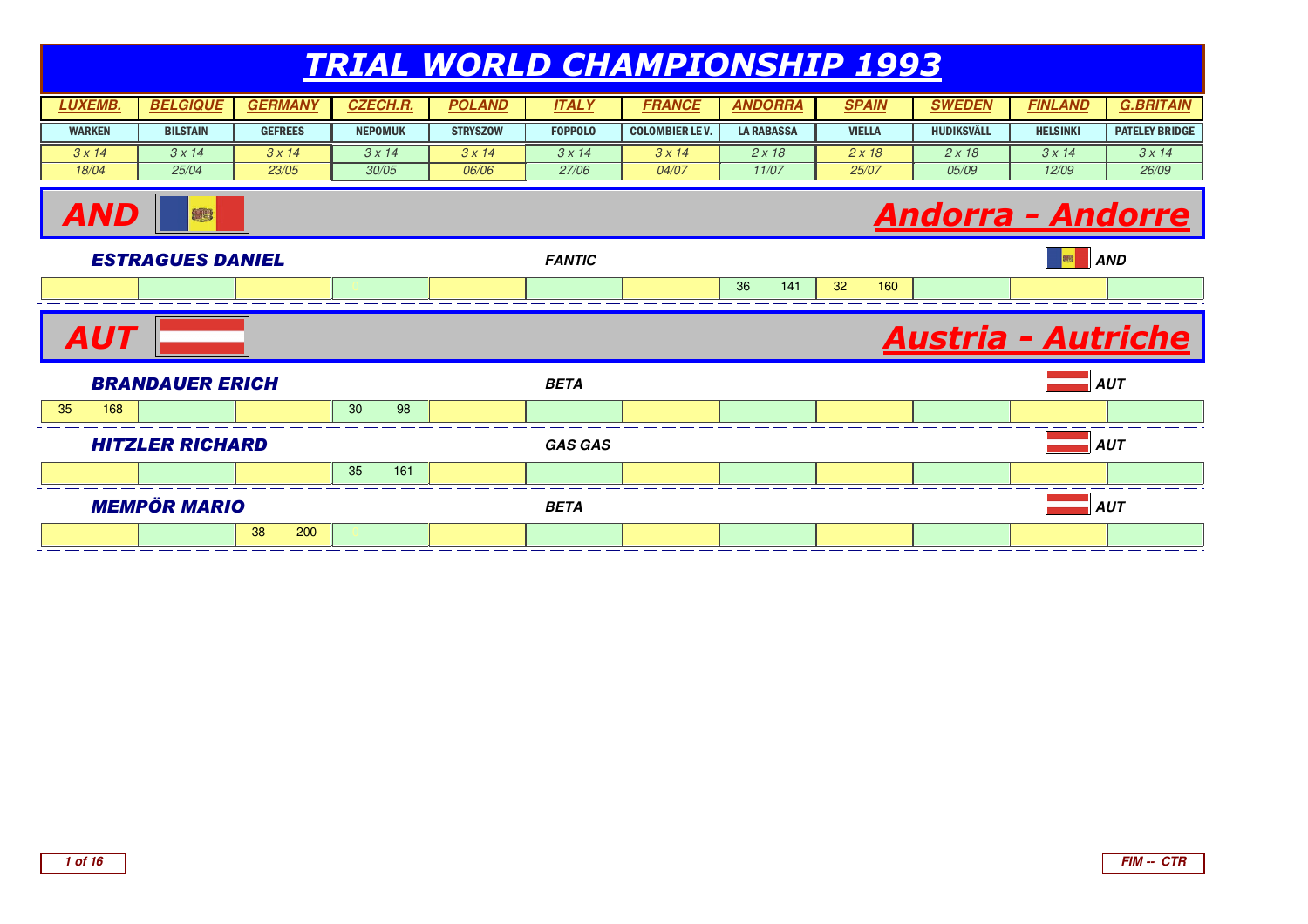# TRIAL WORLD CHAMPIONSHIP 1993

| LUXEMB. | BELGIQUE | GERMANY | CZECH.R. | POLAND | ITALY | FRANCE | ANDORRA | SPAIN | SWEDEN | FINLAND | G.BRITAIN |
|---|---|---|---|---|---|---|---|---|---|---|---|
| WARKEN | BILSTAIN | GEFREES | NEPOMUK | STRYSZOW | FOPPOLO | COLOMBIER LE V. | LA RABASSA | VIELLA | HUDIKSVÄLL | HELSINKI | PATELEY BRIDGE |
| 3 x 14 | 3 x 14 | 3 x 14 | 3 x 14 | 3 x 14 | 3 x 14 | 3 x 14 | 2 x 18 | 2 x 18 | 2 x 18 | 3 x 14 | 3 x 14 |
| 18/04 | 25/04 | 23/05 | 30/05 | 06/06 | 27/06 | 04/07 | 11/07 | 25/07 | 05/09 | 12/09 | 26/09 |

## AND — Andorra - Andorre

### ESTRAGUES DANIEL — FANTIC — AND

| LUXEMB. | BELGIQUE | GERMANY | CZECH.R. | POLAND | ITALY | FRANCE | ANDORRA | SPAIN | SWEDEN | FINLAND | G.BRITAIN |
|---|---|---|---|---|---|---|---|---|---|---|---|
| | | | 0 | | | | 36 141 | 32 160 | | | |

## AUT — Austria - Autriche

### BRANDAUER ERICH — BETA — AUT

| LUXEMB. | BELGIQUE | GERMANY | CZECH.R. | POLAND | ITALY | FRANCE | ANDORRA | SPAIN | SWEDEN | FINLAND | G.BRITAIN |
|---|---|---|---|---|---|---|---|---|---|---|---|
| 35 168 | | | 30 98 | | | | | | | | |

### HITZLER RICHARD — GAS GAS — AUT

| LUXEMB. | BELGIQUE | GERMANY | CZECH.R. | POLAND | ITALY | FRANCE | ANDORRA | SPAIN | SWEDEN | FINLAND | G.BRITAIN |
|---|---|---|---|---|---|---|---|---|---|---|---|
| | | | 35 161 | | | | | | | | |

### MEMPÖR MARIO — BETA — AUT

| LUXEMB. | BELGIQUE | GERMANY | CZECH.R. | POLAND | ITALY | FRANCE | ANDORRA | SPAIN | SWEDEN | FINLAND | G.BRITAIN |
|---|---|---|---|---|---|---|---|---|---|---|---|
| | | 38 200 | 0 | | | | | | | | |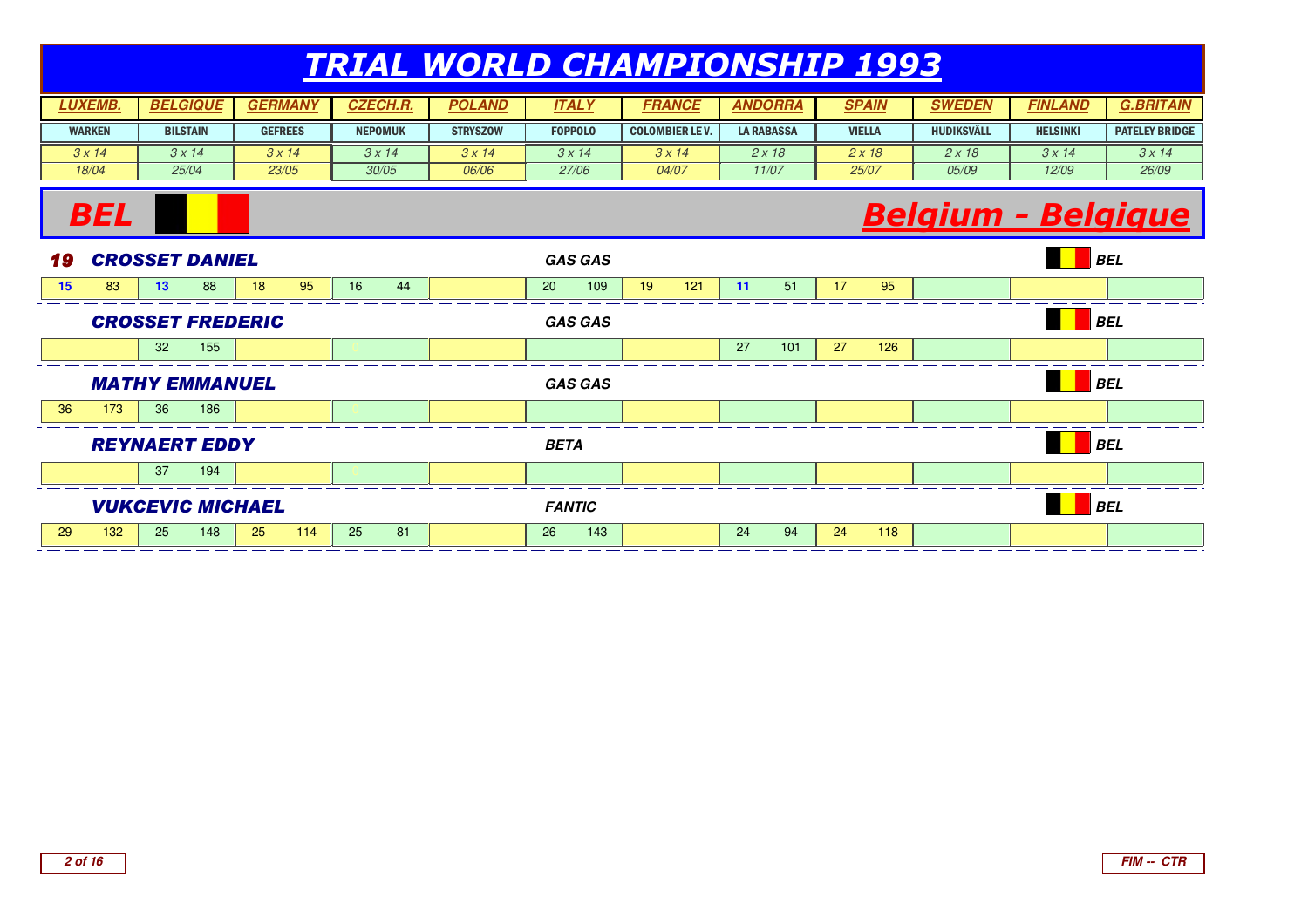# TRIAL WORLD CHAMPIONSHIP 1993

| LUXEMB. | BELGIQUE | GERMANY | CZECH.R. | POLAND | ITALY | FRANCE | ANDORRA | SPAIN | SWEDEN | FINLAND | G.BRITAIN |
|---|---|---|---|---|---|---|---|---|---|---|---|
| WARKEN | BILSTAIN | GEFREES | NEPOMUK | STRYSZOW | FOPPOLO | COLOMBIER LE V. | LA RABASSA | VIELLA | HUDIKSVÄLL | HELSINKI | PATELEY BRIDGE |
| 3 x 14 | 3 x 14 | 3 x 14 | 3 x 14 | 3 x 14 | 3 x 14 | 3 x 14 | 2 x 18 | 2 x 18 | 2 x 18 | 3 x 14 | 3 x 14 |
| 18/04 | 25/04 | 23/05 | 30/05 | 06/06 | 27/06 | 04/07 | 11/07 | 25/07 | 05/09 | 12/09 | 26/09 |

## BEL — Belgium - Belgique

### 19 CROSSET DANIEL — GAS GAS — BEL

| LUXEMB. | BELGIQUE | GERMANY | CZECH.R. | POLAND | ITALY | FRANCE | ANDORRA | SPAIN | SWEDEN | FINLAND | G.BRITAIN |
|---|---|---|---|---|---|---|---|---|---|---|---|
| 15 83 | 13 88 | 18 95 | 16 44 | | 20 109 | 19 121 | 11 51 | 17 95 | | | |

### CROSSET FREDERIC — GAS GAS — BEL

| LUXEMB. | BELGIQUE | GERMANY | CZECH.R. | POLAND | ITALY | FRANCE | ANDORRA | SPAIN | SWEDEN | FINLAND | G.BRITAIN |
|---|---|---|---|---|---|---|---|---|---|---|---|
| | 32 155 | | 0 | | | | 27 101 | 27 126 | | | |

### MATHY EMMANUEL — GAS GAS — BEL

| LUXEMB. | BELGIQUE | GERMANY | CZECH.R. | POLAND | ITALY | FRANCE | ANDORRA | SPAIN | SWEDEN | FINLAND | G.BRITAIN |
|---|---|---|---|---|---|---|---|---|---|---|---|
| 36 173 | 36 186 | | 0 | | | | | | | | |

### REYNAERT EDDY — BETA — BEL

| LUXEMB. | BELGIQUE | GERMANY | CZECH.R. | POLAND | ITALY | FRANCE | ANDORRA | SPAIN | SWEDEN | FINLAND | G.BRITAIN |
|---|---|---|---|---|---|---|---|---|---|---|---|
| | 37 194 | | 0 | | | | | | | | |

### VUKCEVIC MICHAEL — FANTIC — BEL

| LUXEMB. | BELGIQUE | GERMANY | CZECH.R. | POLAND | ITALY | FRANCE | ANDORRA | SPAIN | SWEDEN | FINLAND | G.BRITAIN |
|---|---|---|---|---|---|---|---|---|---|---|---|
| 29 132 | 25 148 | 25 114 | 25 81 | | 26 143 | | 24 94 | 24 118 | | | |

FIM -- CTR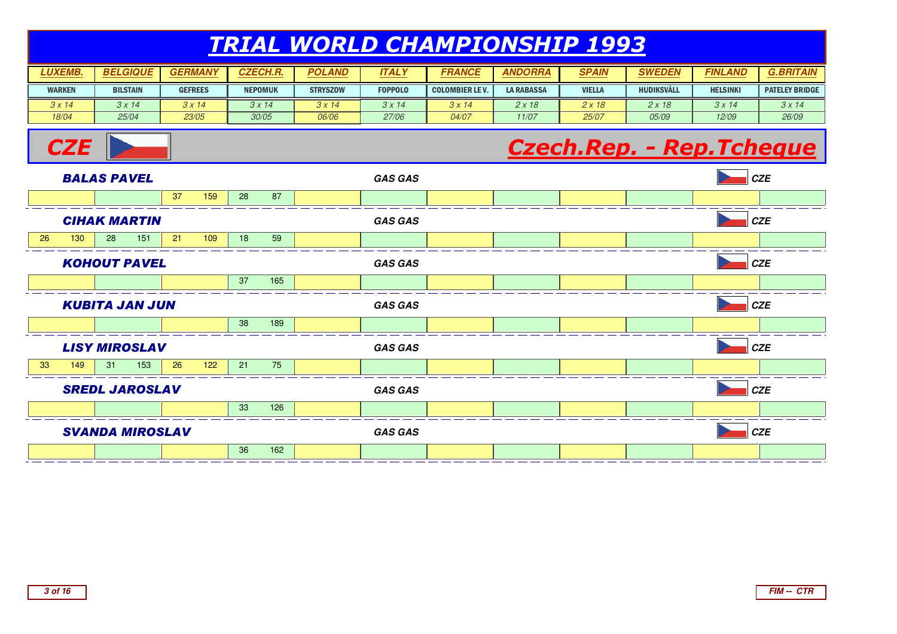# TRIAL WORLD CHAMPIONSHIP 1993

| LUXEMB. | BELGIQUE | GERMANY | CZECH.R. | POLAND | ITALY | FRANCE | ANDORRA | SPAIN | SWEDEN | FINLAND | G.BRITAIN |
|---|---|---|---|---|---|---|---|---|---|---|---|
| WARKEN | BILSTAIN | GEFREES | NEPOMUK | STRYSZOW | FOPPOLO | COLOMBIER LE V. | LA RABASSA | VIELLA | HUDIKSVÄLL | HELSINKI | PATELEY BRIDGE |
| 3 x 14 | 3 x 14 | 3 x 14 | 3 x 14 | 3 x 14 | 3 x 14 | 3 x 14 | 2 x 18 | 2 x 18 | 2 x 18 | 3 x 14 | 3 x 14 |
| 18/04 | 25/04 | 23/05 | 30/05 | 06/06 | 27/06 | 04/07 | 11/07 | 25/07 | 05/09 | 12/09 | 26/09 |

## CZE — Czech.Rep. - Rep.Tcheque

### BALAS PAVEL — GAS GAS — CZE

| LUXEMB. | BELGIQUE | GERMANY | CZECH.R. | POLAND | ITALY | FRANCE | ANDORRA | SPAIN | SWEDEN | FINLAND | G.BRITAIN |
|---|---|---|---|---|---|---|---|---|---|---|---|
| | | 37 159 | 28 87 | | | | | | | | |

### CIHAK MARTIN — GAS GAS — CZE

| LUXEMB. | BELGIQUE | GERMANY | CZECH.R. | POLAND | ITALY | FRANCE | ANDORRA | SPAIN | SWEDEN | FINLAND | G.BRITAIN |
|---|---|---|---|---|---|---|---|---|---|---|---|
| 26 130 | 28 151 | 21 109 | 18 59 | | | | | | | | |

### KOHOUT PAVEL — GAS GAS — CZE

| LUXEMB. | BELGIQUE | GERMANY | CZECH.R. | POLAND | ITALY | FRANCE | ANDORRA | SPAIN | SWEDEN | FINLAND | G.BRITAIN |
|---|---|---|---|---|---|---|---|---|---|---|---|
| | | | 37 165 | | | | | | | | |

### KUBITA JAN JUN — GAS GAS — CZE

| LUXEMB. | BELGIQUE | GERMANY | CZECH.R. | POLAND | ITALY | FRANCE | ANDORRA | SPAIN | SWEDEN | FINLAND | G.BRITAIN |
|---|---|---|---|---|---|---|---|---|---|---|---|
| | | | 38 189 | | | | | | | | |

### LISY MIROSLAV — GAS GAS — CZE

| LUXEMB. | BELGIQUE | GERMANY | CZECH.R. | POLAND | ITALY | FRANCE | ANDORRA | SPAIN | SWEDEN | FINLAND | G.BRITAIN |
|---|---|---|---|---|---|---|---|---|---|---|---|
| 33 149 | 31 153 | 26 122 | 21 75 | | | | | | | | |

### SREDL JAROSLAV — GAS GAS — CZE

| LUXEMB. | BELGIQUE | GERMANY | CZECH.R. | POLAND | ITALY | FRANCE | ANDORRA | SPAIN | SWEDEN | FINLAND | G.BRITAIN |
|---|---|---|---|---|---|---|---|---|---|---|---|
| | | | 33 126 | | | | | | | | |

### SVANDA MIROSLAV — GAS GAS — CZE

| LUXEMB. | BELGIQUE | GERMANY | CZECH.R. | POLAND | ITALY | FRANCE | ANDORRA | SPAIN | SWEDEN | FINLAND | G.BRITAIN |
|---|---|---|---|---|---|---|---|---|---|---|---|
| | | | 36 162 | | | | | | | | |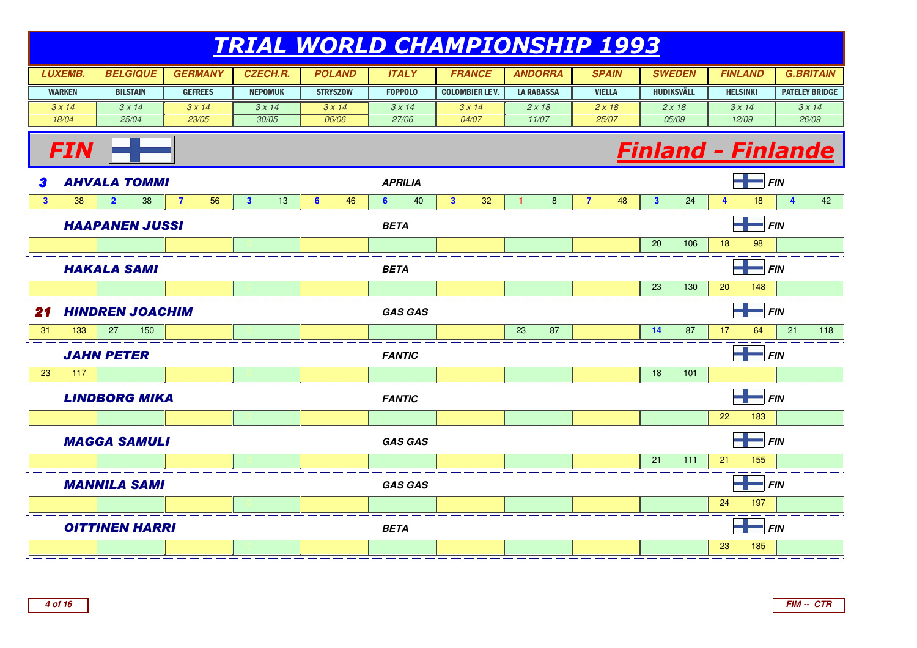# TRIAL WORLD CHAMPIONSHIP 1993

| LUXEMB. | BELGIQUE | GERMANY | CZECH.R. | POLAND | ITALY | FRANCE | ANDORRA | SPAIN | SWEDEN | FINLAND | G.BRITAIN |
|---|---|---|---|---|---|---|---|---|---|---|---|
| WARKEN | BILSTAIN | GEFREES | NEPOMUK | STRYSZOW | FOPPOLO | COLOMBIER LE V. | LA RABASSA | VIELLA | HUDIKSVÄLL | HELSINKI | PATELEY BRIDGE |
| 3 x 14 | 3 x 14 | 3 x 14 | 3 x 14 | 3 x 14 | 3 x 14 | 3 x 14 | 2 x 18 | 2 x 18 | 2 x 18 | 3 x 14 | 3 x 14 |
| 18/04 | 25/04 | 23/05 | 30/05 | 06/06 | 27/06 | 04/07 | 11/07 | 25/07 | 05/09 | 12/09 | 26/09 |

## FIN — Finland - Finlande

| Pos | Rider | Make | Nat | LUXEMB. | BELGIQUE | GERMANY | CZECH.R. | POLAND | ITALY | FRANCE | ANDORRA | SPAIN | SWEDEN | FINLAND | G.BRITAIN |
|---|---|---|---|---|---|---|---|---|---|---|---|---|---|---|---|
| 3 | AHVALA TOMMI | APRILIA | FIN | 3 38 | 2 38 | 7 56 | 3 13 | 6 46 | 6 40 | 3 32 | 1 8 | 7 48 | 3 24 | 4 18 | 4 42 |
| | HAAPANEN JUSSI | BETA | FIN | | | | 0 | | | | | | 20 106 | 18 98 | |
| | HAKALA SAMI | BETA | FIN | | | | 0 | | | | | | 23 130 | 20 148 | |
| 21 | HINDREN JOACHIM | GAS GAS | FIN | 31 133 | 27 150 | | 0 | | | | 23 87 | | 14 87 | 17 64 | 21 118 |
| | JAHN PETER | FANTIC | FIN | 23 117 | | | 0 | | | | | | 18 101 | | |
| | LINDBORG MIKA | FANTIC | FIN | | | | 0 | | | | | | | 22 183 | |
| | MAGGA SAMULI | GAS GAS | FIN | | | | 0 | | | | | | 21 111 | 21 155 | |
| | MANNILA SAMI | GAS GAS | FIN | | | | 0 | | | | | | | 24 197 | |
| | OITTINEN HARRI | BETA | FIN | | | | 0 | | | | | | | 23 185 | |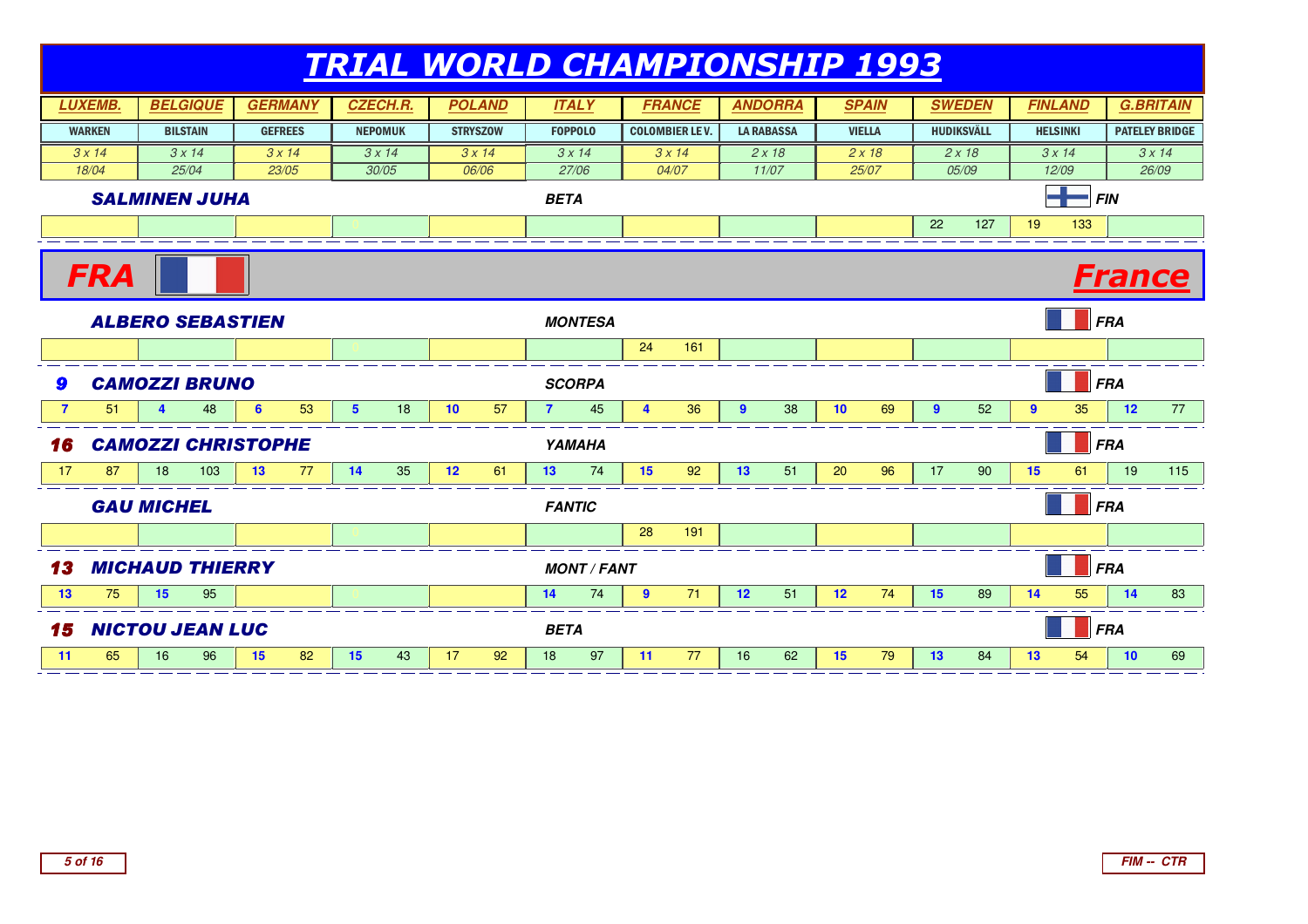# TRIAL WORLD CHAMPIONSHIP 1993

| LUXEMB. | BELGIQUE | GERMANY | CZECH.R. | POLAND | ITALY | FRANCE | ANDORRA | SPAIN | SWEDEN | FINLAND | G.BRITAIN |
|---|---|---|---|---|---|---|---|---|---|---|---|
| WARKEN | BILSTAIN | GEFREES | NEPOMUK | STRYSZOW | FOPPOLO | COLOMBIER LE V. | LA RABASSA | VIELLA | HUDIKSVÄLL | HELSINKI | PATELEY BRIDGE |
| 3 x 14 | 3 x 14 | 3 x 14 | 3 x 14 | 3 x 14 | 3 x 14 | 3 x 14 | 2 x 18 | 2 x 18 | 2 x 18 | 3 x 14 | 3 x 14 |
| 18/04 | 25/04 | 23/05 | 30/05 | 06/06 | 27/06 | 04/07 | 11/07 | 25/07 | 05/09 | 12/09 | 26/09 |

### SALMINEN JUHA — BETA — FIN

| LUXEMB. | BELGIQUE | GERMANY | CZECH.R. | POLAND | ITALY | FRANCE | ANDORRA | SPAIN | SWEDEN | FINLAND | G.BRITAIN |
|---|---|---|---|---|---|---|---|---|---|---|---|
| | | | | | | | | | 22 127 | 19 133 | |

## FRA — France

### ALBERO SEBASTIEN — MONTESA — FRA

| LUXEMB. | BELGIQUE | GERMANY | CZECH.R. | POLAND | ITALY | FRANCE | ANDORRA | SPAIN | SWEDEN | FINLAND | G.BRITAIN |
|---|---|---|---|---|---|---|---|---|---|---|---|
| | | | | | | 24 161 | | | | | |

### 9 CAMOZZI BRUNO — SCORPA — FRA

| LUXEMB. | BELGIQUE | GERMANY | CZECH.R. | POLAND | ITALY | FRANCE | ANDORRA | SPAIN | SWEDEN | FINLAND | G.BRITAIN |
|---|---|---|---|---|---|---|---|---|---|---|---|
| 7 51 | 4 48 | 6 53 | 5 18 | 10 57 | 7 45 | 4 36 | 9 38 | 10 69 | 9 52 | 9 35 | 12 77 |

### 16 CAMOZZI CHRISTOPHE — YAMAHA — FRA

| LUXEMB. | BELGIQUE | GERMANY | CZECH.R. | POLAND | ITALY | FRANCE | ANDORRA | SPAIN | SWEDEN | FINLAND | G.BRITAIN |
|---|---|---|---|---|---|---|---|---|---|---|---|
| 17 87 | 18 103 | 13 77 | 14 35 | 12 61 | 13 74 | 15 92 | 13 51 | 20 96 | 17 90 | 15 61 | 19 115 |

### GAU MICHEL — FANTIC — FRA

| LUXEMB. | BELGIQUE | GERMANY | CZECH.R. | POLAND | ITALY | FRANCE | ANDORRA | SPAIN | SWEDEN | FINLAND | G.BRITAIN |
|---|---|---|---|---|---|---|---|---|---|---|---|
| | | | | | | 28 191 | | | | | |

### 13 MICHAUD THIERRY — MONT / FANT — FRA

| LUXEMB. | BELGIQUE | GERMANY | CZECH.R. | POLAND | ITALY | FRANCE | ANDORRA | SPAIN | SWEDEN | FINLAND | G.BRITAIN |
|---|---|---|---|---|---|---|---|---|---|---|---|
| 13 75 | 15 95 | | | | 14 74 | 9 71 | 12 51 | 12 74 | 15 89 | 14 55 | 14 83 |

### 15 NICTOU JEAN LUC — BETA — FRA

| LUXEMB. | BELGIQUE | GERMANY | CZECH.R. | POLAND | ITALY | FRANCE | ANDORRA | SPAIN | SWEDEN | FINLAND | G.BRITAIN |
|---|---|---|---|---|---|---|---|---|---|---|---|
| 11 65 | 16 96 | 15 82 | 15 43 | 17 92 | 18 97 | 11 77 | 16 62 | 15 79 | 13 84 | 13 54 | 10 69 |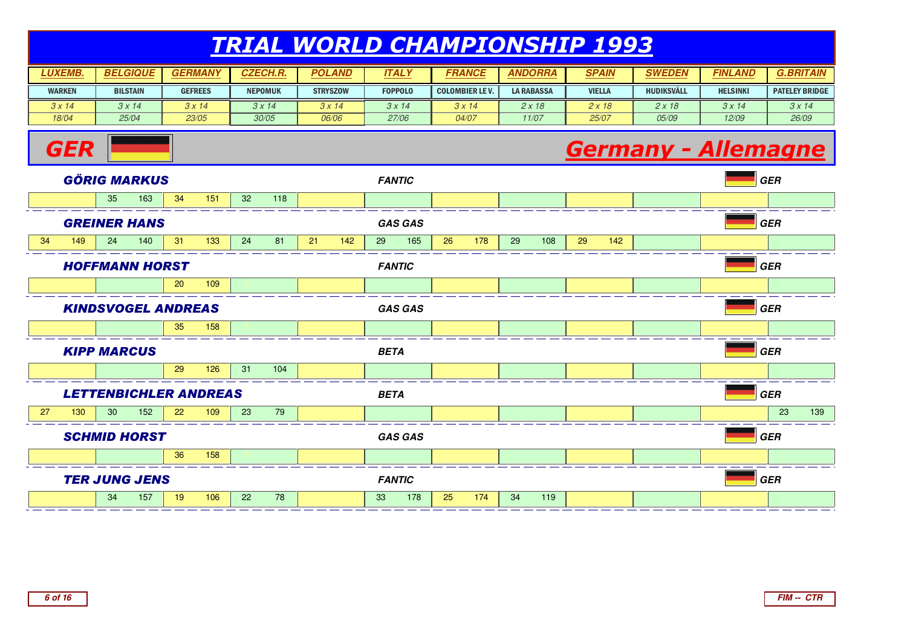# TRIAL WORLD CHAMPIONSHIP 1993

## GER — Germany - Allemagne

| Rider | Make | Nation | LUXEMB. | BELGIQUE | GERMANY | CZECH.R. | POLAND | ITALY | FRANCE | ANDORRA | SPAIN | SWEDEN | FINLAND | G.BRITAIN |
|---|---|---|---|---|---|---|---|---|---|---|---|---|---|---|
| | | | WARKEN | BILSTAIN | GEFREES | NEPOMUK | STRYSZOW | FOPPOLO | COLOMBIER LE V. | LA RABASSA | VIELLA | HUDIKSVÄLL | HELSINKI | PATELEY BRIDGE |
| | | | 3 x 14 | 3 x 14 | 3 x 14 | 3 x 14 | 3 x 14 | 3 x 14 | 3 x 14 | 2 x 18 | 2 x 18 | 2 x 18 | 3 x 14 | 3 x 14 |
| | | | 18/04 | 25/04 | 23/05 | 30/05 | 06/06 | 27/06 | 04/07 | 11/07 | 25/07 | 05/09 | 12/09 | 26/09 |
| **GÖRIG MARKUS** | FANTIC | GER | | 35 163 | 34 151 | 32 118 | | | | | | | | |
| **GREINER HANS** | GAS GAS | GER | 34 149 | 24 140 | 31 133 | 24 81 | 21 142 | 29 165 | 26 178 | 29 108 | 29 142 | | | |
| **HOFFMANN HORST** | FANTIC | GER | | | 20 109 | 0 | | | | | | | | |
| **KINDSVOGEL ANDREAS** | GAS GAS | GER | | | 35 158 | 0 | | | | | | | | |
| **KIPP MARCUS** | BETA | GER | | | 29 126 | 31 104 | | | | | | | | |
| **LETTENBICHLER ANDREAS** | BETA | GER | 27 130 | 30 152 | 22 109 | 23 79 | | | | | | | | 23 139 |
| **SCHMID HORST** | GAS GAS | GER | | | 36 158 | 0 | | | | | | | | |
| **TER JUNG JENS** | FANTIC | GER | | 34 157 | 19 106 | 22 78 | | 33 178 | 25 174 | 34 119 | | | | |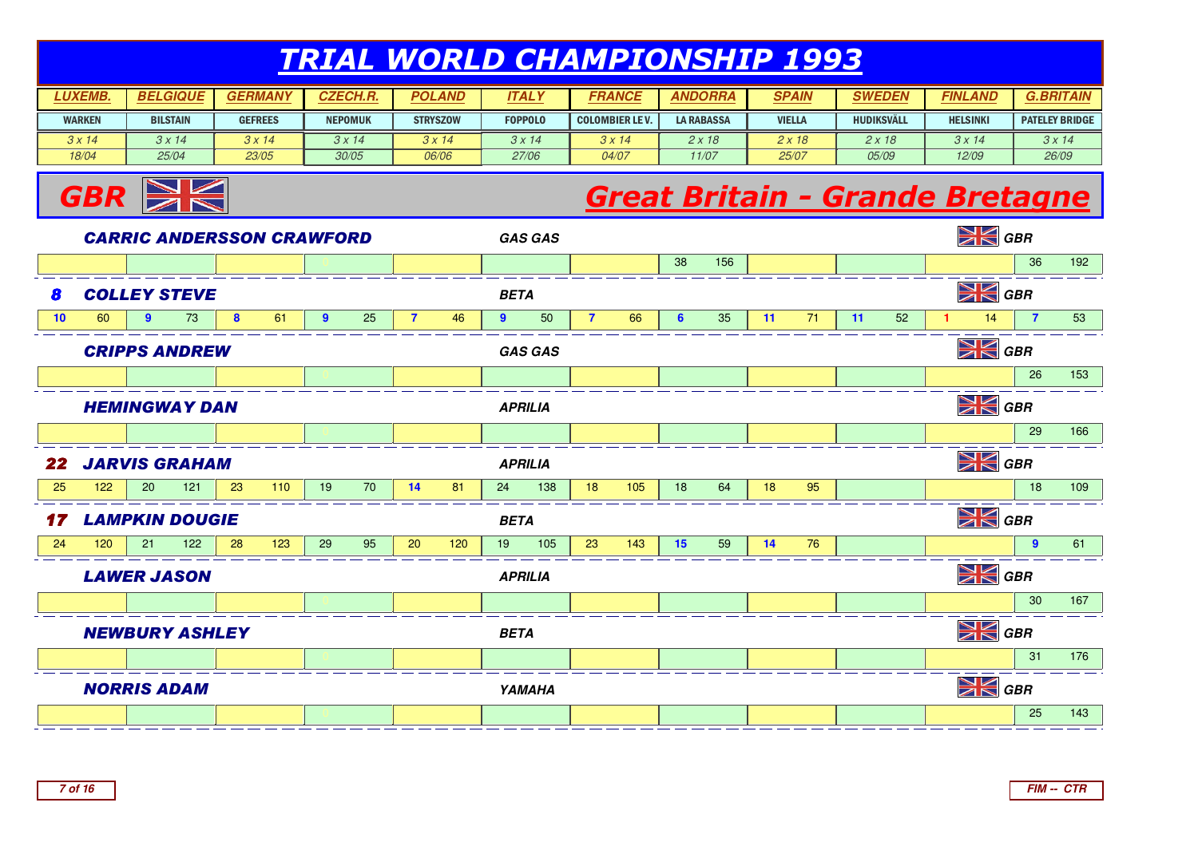# TRIAL WORLD CHAMPIONSHIP 1993

| LUXEMB. | BELGIQUE | GERMANY | CZECH.R. | POLAND | ITALY | FRANCE | ANDORRA | SPAIN | SWEDEN | FINLAND | G.BRITAIN |
|---|---|---|---|---|---|---|---|---|---|---|---|
| WARKEN | BILSTAIN | GEFREES | NEPOMUK | STRYSZOW | FOPPOLO | COLOMBIER LE V. | LA RABASSA | VIELLA | HUDIKSVÄLL | HELSINKI | PATELEY BRIDGE |
| 3 x 14 | 3 x 14 | 3 x 14 | 3 x 14 | 3 x 14 | 3 x 14 | 3 x 14 | 2 x 18 | 2 x 18 | 2 x 18 | 3 x 14 | 3 x 14 |
| 18/04 | 25/04 | 23/05 | 30/05 | 06/06 | 27/06 | 04/07 | 11/07 | 25/07 | 05/09 | 12/09 | 26/09 |

## GBR — Great Britain - Grande Bretagne

| Rank | Rider | Make | Nat. | LUXEMB. | BELGIQUE | GERMANY | CZECH.R. | POLAND | ITALY | FRANCE | ANDORRA | SPAIN | SWEDEN | FINLAND | G.BRITAIN |
|---|---|---|---|---|---|---|---|---|---|---|---|---|---|---|---|
| | CARRIC ANDERSSON CRAWFORD | GAS GAS | GBR | | | | | | | | 38 156 | | | | 36 192 |
| 8 | COLLEY STEVE | BETA | GBR | 10 60 | 9 73 | 8 61 | 9 25 | 7 46 | 9 50 | 7 66 | 6 35 | 11 71 | 11 52 | 1 14 | 7 53 |
| | CRIPPS ANDREW | GAS GAS | GBR | | | | | | | | | | | | 26 153 |
| | HEMINGWAY DAN | APRILIA | GBR | | | | | | | | | | | | 29 166 |
| 22 | JARVIS GRAHAM | APRILIA | GBR | 25 122 | 20 121 | 23 110 | 19 70 | 14 81 | 24 138 | 18 105 | 18 64 | 18 95 | | | 18 109 |
| 17 | LAMPKIN DOUGIE | BETA | GBR | 24 120 | 21 122 | 28 123 | 29 95 | 20 120 | 19 105 | 23 143 | 15 59 | 14 76 | | | 9 61 |
| | LAWER JASON | APRILIA | GBR | | | | | | | | | | | | 30 167 |
| | NEWBURY ASHLEY | BETA | GBR | | | | | | | | | | | | 31 176 |
| | NORRIS ADAM | YAMAHA | GBR | | | | | | | | | | | | 25 143 |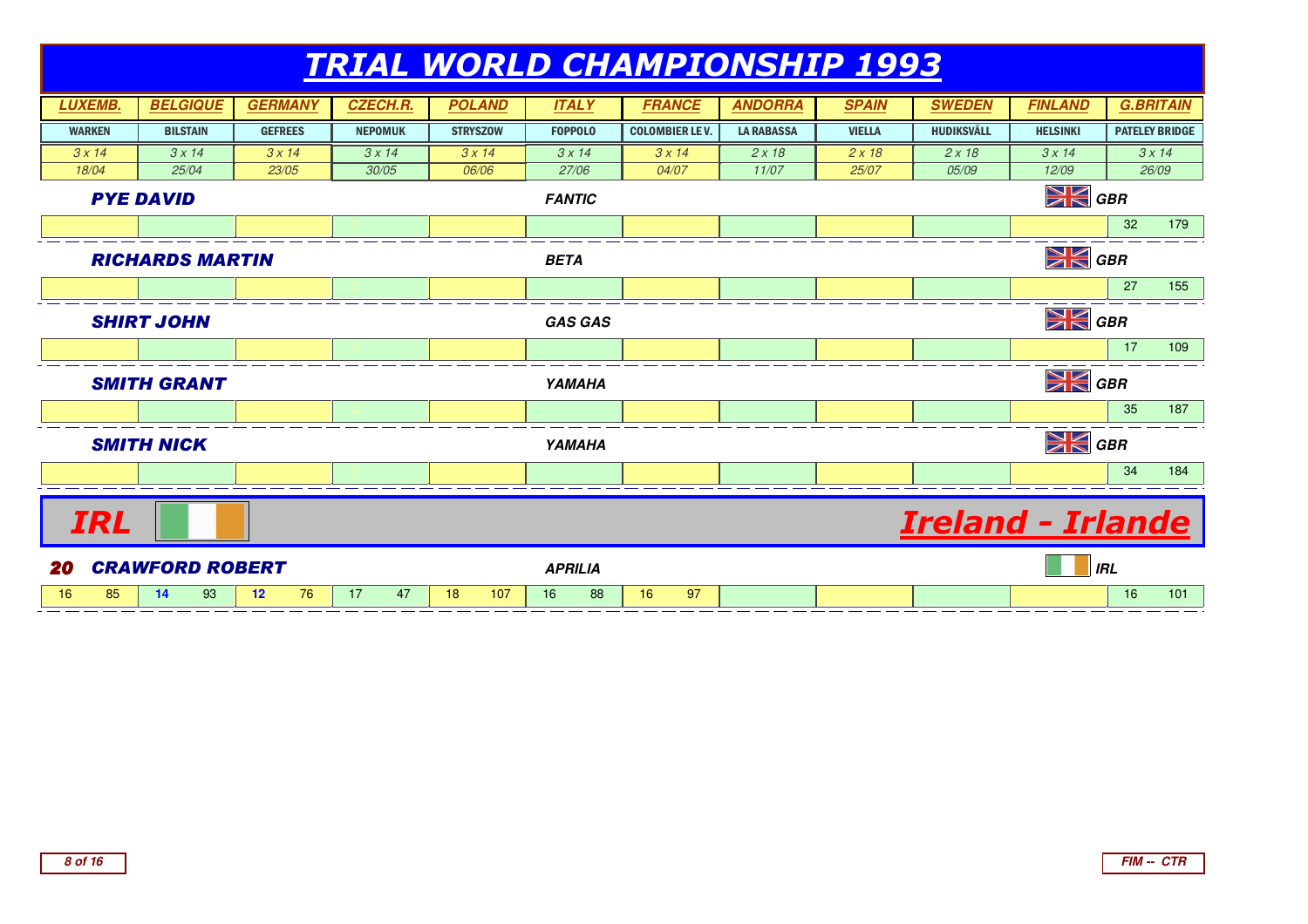# TRIAL WORLD CHAMPIONSHIP 1993

| LUXEMB. | BELGIQUE | GERMANY | CZECH.R. | POLAND | ITALY | FRANCE | ANDORRA | SPAIN | SWEDEN | FINLAND | G.BRITAIN |
|---|---|---|---|---|---|---|---|---|---|---|---|
| WARKEN | BILSTAIN | GEFREES | NEPOMUK | STRYSZOW | FOPPOLO | COLOMBIER LE V. | LA RABASSA | VIELLA | HUDIKSVÄLL | HELSINKI | PATELEY BRIDGE |
| 3 x 14 | 3 x 14 | 3 x 14 | 3 x 14 | 3 x 14 | 3 x 14 | 3 x 14 | 2 x 18 | 2 x 18 | 2 x 18 | 3 x 14 | 3 x 14 |
| 18/04 | 25/04 | 23/05 | 30/05 | 06/06 | 27/06 | 04/07 | 11/07 | 25/07 | 05/09 | 12/09 | 26/09 |

**PYE DAVID** — *FANTIC* — GBR

| LUXEMB. | BELGIQUE | GERMANY | CZECH.R. | POLAND | ITALY | FRANCE | ANDORRA | SPAIN | SWEDEN | FINLAND | G.BRITAIN |
|---|---|---|---|---|---|---|---|---|---|---|---|
| | | | | | | | | | | | 32 179 |

**RICHARDS MARTIN** — *BETA* — GBR

| LUXEMB. | BELGIQUE | GERMANY | CZECH.R. | POLAND | ITALY | FRANCE | ANDORRA | SPAIN | SWEDEN | FINLAND | G.BRITAIN |
|---|---|---|---|---|---|---|---|---|---|---|---|
| | | | | | | | | | | | 27 155 |

**SHIRT JOHN** — *GAS GAS* — GBR

| LUXEMB. | BELGIQUE | GERMANY | CZECH.R. | POLAND | ITALY | FRANCE | ANDORRA | SPAIN | SWEDEN | FINLAND | G.BRITAIN |
|---|---|---|---|---|---|---|---|---|---|---|---|
| | | | | | | | | | | | 17 109 |

**SMITH GRANT** — *YAMAHA* — GBR

| LUXEMB. | BELGIQUE | GERMANY | CZECH.R. | POLAND | ITALY | FRANCE | ANDORRA | SPAIN | SWEDEN | FINLAND | G.BRITAIN |
|---|---|---|---|---|---|---|---|---|---|---|---|
| | | | | | | | | | | | 35 187 |

**SMITH NICK** — *YAMAHA* — GBR

| LUXEMB. | BELGIQUE | GERMANY | CZECH.R. | POLAND | ITALY | FRANCE | ANDORRA | SPAIN | SWEDEN | FINLAND | G.BRITAIN |
|---|---|---|---|---|---|---|---|---|---|---|---|
| | | | | | | | | | | | 34 184 |

## IRL — Ireland - Irlande

**20 CRAWFORD ROBERT** — *APRILIA* — IRL

| LUXEMB. | BELGIQUE | GERMANY | CZECH.R. | POLAND | ITALY | FRANCE | ANDORRA | SPAIN | SWEDEN | FINLAND | G.BRITAIN |
|---|---|---|---|---|---|---|---|---|---|---|---|
| 16 85 | 14 93 | 12 76 | 17 47 | 18 107 | 16 88 | 16 97 | | | | | 16 101 |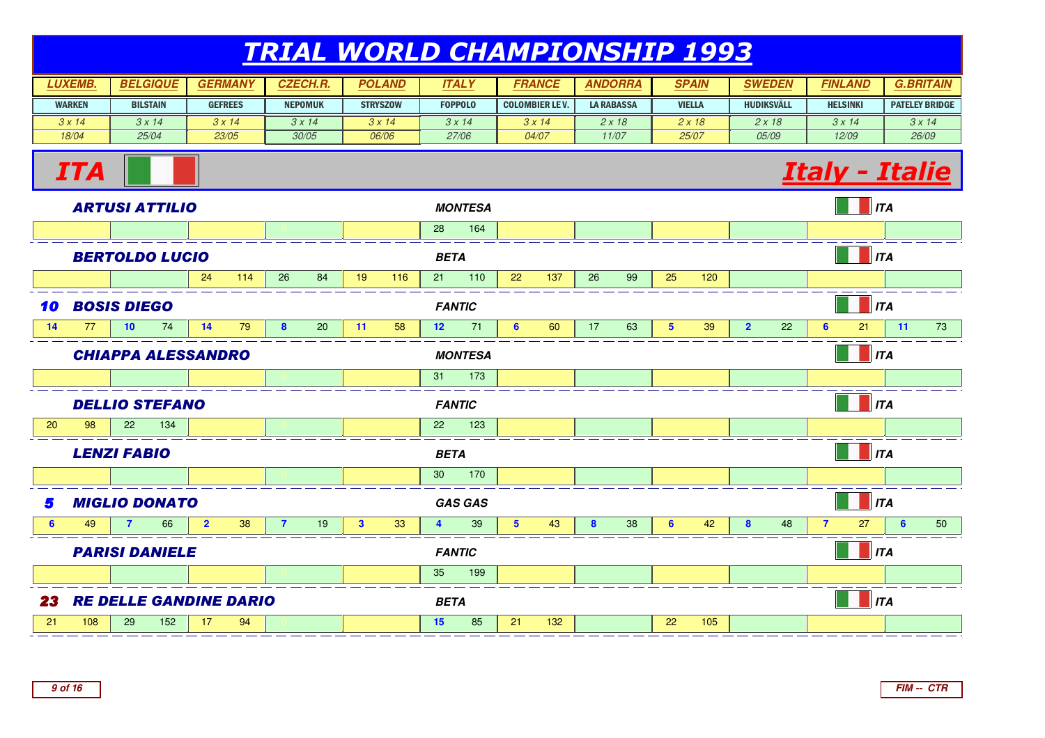# TRIAL WORLD CHAMPIONSHIP 1993

| LUXEMB. | BELGIQUE | GERMANY | CZECH.R. | POLAND | ITALY | FRANCE | ANDORRA | SPAIN | SWEDEN | FINLAND | G.BRITAIN |
|---|---|---|---|---|---|---|---|---|---|---|---|
| WARKEN | BILSTAIN | GEFREES | NEPOMUK | STRYSZOW | FOPPOLO | COLOMBIER LE V. | LA RABASSA | VIELLA | HUDIKSVÄLL | HELSINKI | PATELEY BRIDGE |
| 3 x 14 | 3 x 14 | 3 x 14 | 3 x 14 | 3 x 14 | 3 x 14 | 3 x 14 | 2 x 18 | 2 x 18 | 2 x 18 | 3 x 14 | 3 x 14 |
| 18/04 | 25/04 | 23/05 | 30/05 | 06/06 | 27/06 | 04/07 | 11/07 | 25/07 | 05/09 | 12/09 | 26/09 |

## ITA — Italy - Italie

| Rank | Rider | Machine | Nat. | LUXEMB. | BELGIQUE | GERMANY | CZECH.R. | POLAND | ITALY | FRANCE | ANDORRA | SPAIN | SWEDEN | FINLAND | G.BRITAIN |
|---|---|---|---|---|---|---|---|---|---|---|---|---|---|---|---|
| | ARTUSI ATTILIO | MONTESA | ITA | | | | 0 | | 28 164 | | | | | | |
| | BERTOLDO LUCIO | BETA | ITA | | | 24 114 | 26 84 | 19 116 | 21 110 | 22 137 | 26 99 | 25 120 | | | |
| 10 | BOSIS DIEGO | FANTIC | ITA | 14 77 | 10 74 | 14 79 | 8 20 | 11 58 | 12 71 | 6 60 | 17 63 | 5 39 | 2 22 | 6 21 | 11 73 |
| | CHIAPPA ALESSANDRO | MONTESA | ITA | | | | 0 | | 31 173 | | | | | | |
| | DELLIO STEFANO | FANTIC | ITA | 20 98 | 22 134 | | 0 | | 22 123 | | | | | | |
| | LENZI FABIO | BETA | ITA | | | | 0 | | 30 170 | | | | | | |
| 5 | MIGLIO DONATO | GAS GAS | ITA | 6 49 | 7 66 | 2 38 | 7 19 | 3 33 | 4 39 | 5 43 | 8 38 | 6 42 | 8 48 | 7 27 | 6 50 |
| | PARISI DANIELE | FANTIC | ITA | | | | 0 | | 35 199 | | | | | | |
| 23 | RE DELLE GANDINE DARIO | BETA | ITA | 21 108 | 29 152 | 17 94 | 0 | | 15 85 | 21 132 | | 22 105 | | | |

FIM -- CTR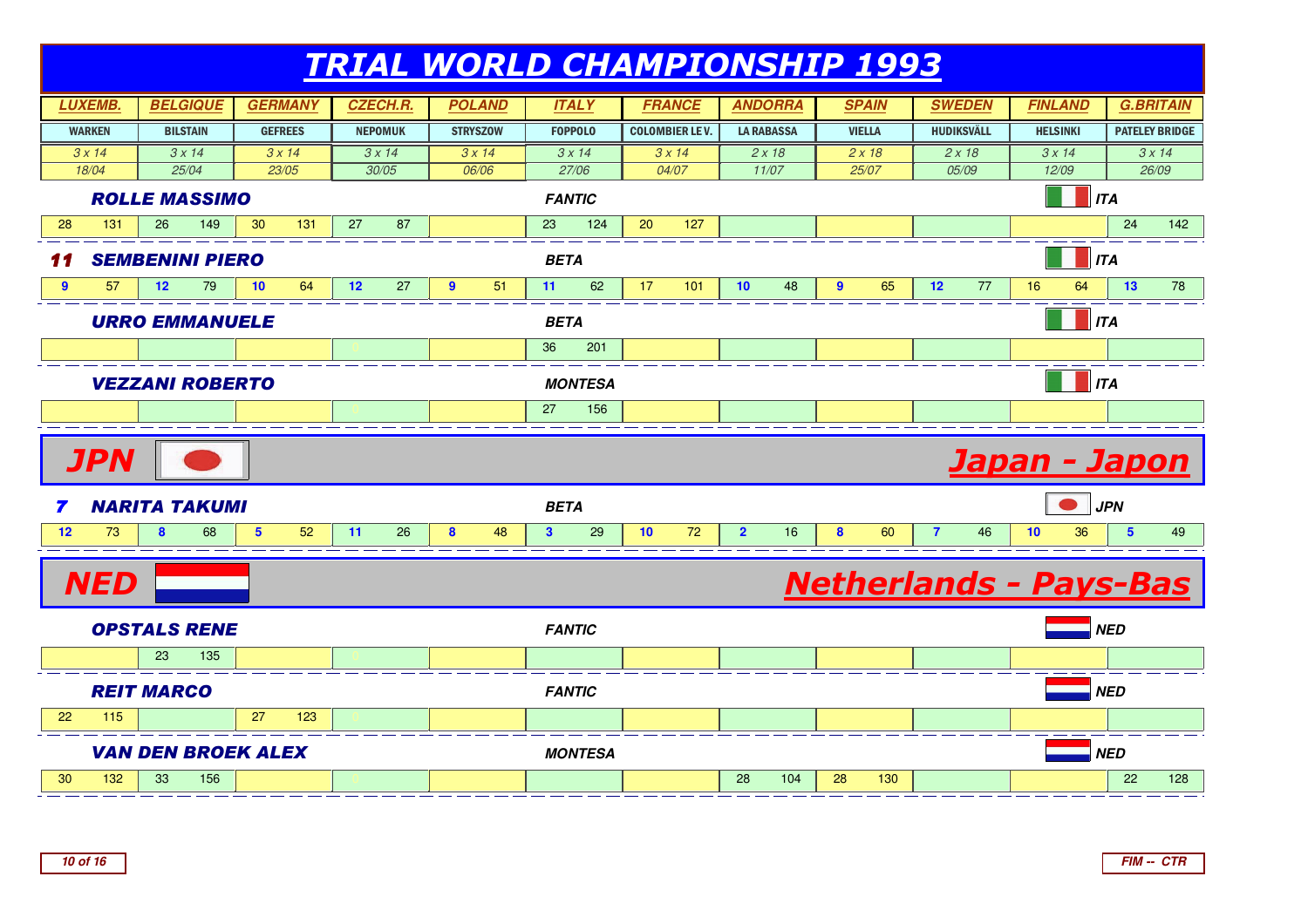# TRIAL WORLD CHAMPIONSHIP 1993

| LUXEMB. | BELGIQUE | GERMANY | CZECH.R. | POLAND | ITALY | FRANCE | ANDORRA | SPAIN | SWEDEN | FINLAND | G.BRITAIN |
|---|---|---|---|---|---|---|---|---|---|---|---|
| WARKEN | BILSTAIN | GEFREES | NEPOMUK | STRYSZOW | FOPPOLO | COLOMBIER LE V. | LA RABASSA | VIELLA | HUDIKSVÄLL | HELSINKI | PATELEY BRIDGE |
| 3 x 14 | 3 x 14 | 3 x 14 | 3 x 14 | 3 x 14 | 3 x 14 | 3 x 14 | 2 x 18 | 2 x 18 | 2 x 18 | 3 x 14 | 3 x 14 |
| 18/04 | 25/04 | 23/05 | 30/05 | 06/06 | 27/06 | 04/07 | 11/07 | 25/07 | 05/09 | 12/09 | 26/09 |

### ROLLE MASSIMO — FANTIC — ITA

| LUXEMB. | BELGIQUE | GERMANY | CZECH.R. | POLAND | ITALY | FRANCE | ANDORRA | SPAIN | SWEDEN | FINLAND | G.BRITAIN |
|---|---|---|---|---|---|---|---|---|---|---|---|
| 28 131 | 26 149 | 30 131 | 27 87 | | 23 124 | 20 127 | | | | | 24 142 |

### 11 SEMBENINI PIERO — BETA — ITA

| LUXEMB. | BELGIQUE | GERMANY | CZECH.R. | POLAND | ITALY | FRANCE | ANDORRA | SPAIN | SWEDEN | FINLAND | G.BRITAIN |
|---|---|---|---|---|---|---|---|---|---|---|---|
| 9 57 | 12 79 | 10 64 | 12 27 | 9 51 | 11 62 | 17 101 | 10 48 | 9 65 | 12 77 | 16 64 | 13 78 |

### URRO EMMANUELE — BETA — ITA

| LUXEMB. | BELGIQUE | GERMANY | CZECH.R. | POLAND | ITALY | FRANCE | ANDORRA | SPAIN | SWEDEN | FINLAND | G.BRITAIN |
|---|---|---|---|---|---|---|---|---|---|---|---|
| | | | 0 | | 36 201 | | | | | | |

### VEZZANI ROBERTO — MONTESA — ITA

| LUXEMB. | BELGIQUE | GERMANY | CZECH.R. | POLAND | ITALY | FRANCE | ANDORRA | SPAIN | SWEDEN | FINLAND | G.BRITAIN |
|---|---|---|---|---|---|---|---|---|---|---|---|
| | | | 0 | | 27 156 | | | | | | |

## JPN — Japan - Japon

### 7 NARITA TAKUMI — BETA — JPN

| LUXEMB. | BELGIQUE | GERMANY | CZECH.R. | POLAND | ITALY | FRANCE | ANDORRA | SPAIN | SWEDEN | FINLAND | G.BRITAIN |
|---|---|---|---|---|---|---|---|---|---|---|---|
| 12 73 | 8 68 | 5 52 | 11 26 | 8 48 | 3 29 | 10 72 | 2 16 | 8 60 | 7 46 | 10 36 | 5 49 |

## NED — Netherlands - Pays-Bas

### OPSTALS RENE — FANTIC — NED

| LUXEMB. | BELGIQUE | GERMANY | CZECH.R. | POLAND | ITALY | FRANCE | ANDORRA | SPAIN | SWEDEN | FINLAND | G.BRITAIN |
|---|---|---|---|---|---|---|---|---|---|---|---|
| | 23 135 | | 0 | | | | | | | | |

### REIT MARCO — FANTIC — NED

| LUXEMB. | BELGIQUE | GERMANY | CZECH.R. | POLAND | ITALY | FRANCE | ANDORRA | SPAIN | SWEDEN | FINLAND | G.BRITAIN |
|---|---|---|---|---|---|---|---|---|---|---|---|
| 22 115 | | 27 123 | 0 | | | | | | | | |

### VAN DEN BROEK ALEX — MONTESA — NED

| LUXEMB. | BELGIQUE | GERMANY | CZECH.R. | POLAND | ITALY | FRANCE | ANDORRA | SPAIN | SWEDEN | FINLAND | G.BRITAIN |
|---|---|---|---|---|---|---|---|---|---|---|---|
| 30 132 | 33 156 | | 0 | | | | 28 104 | 28 130 | | | 22 128 |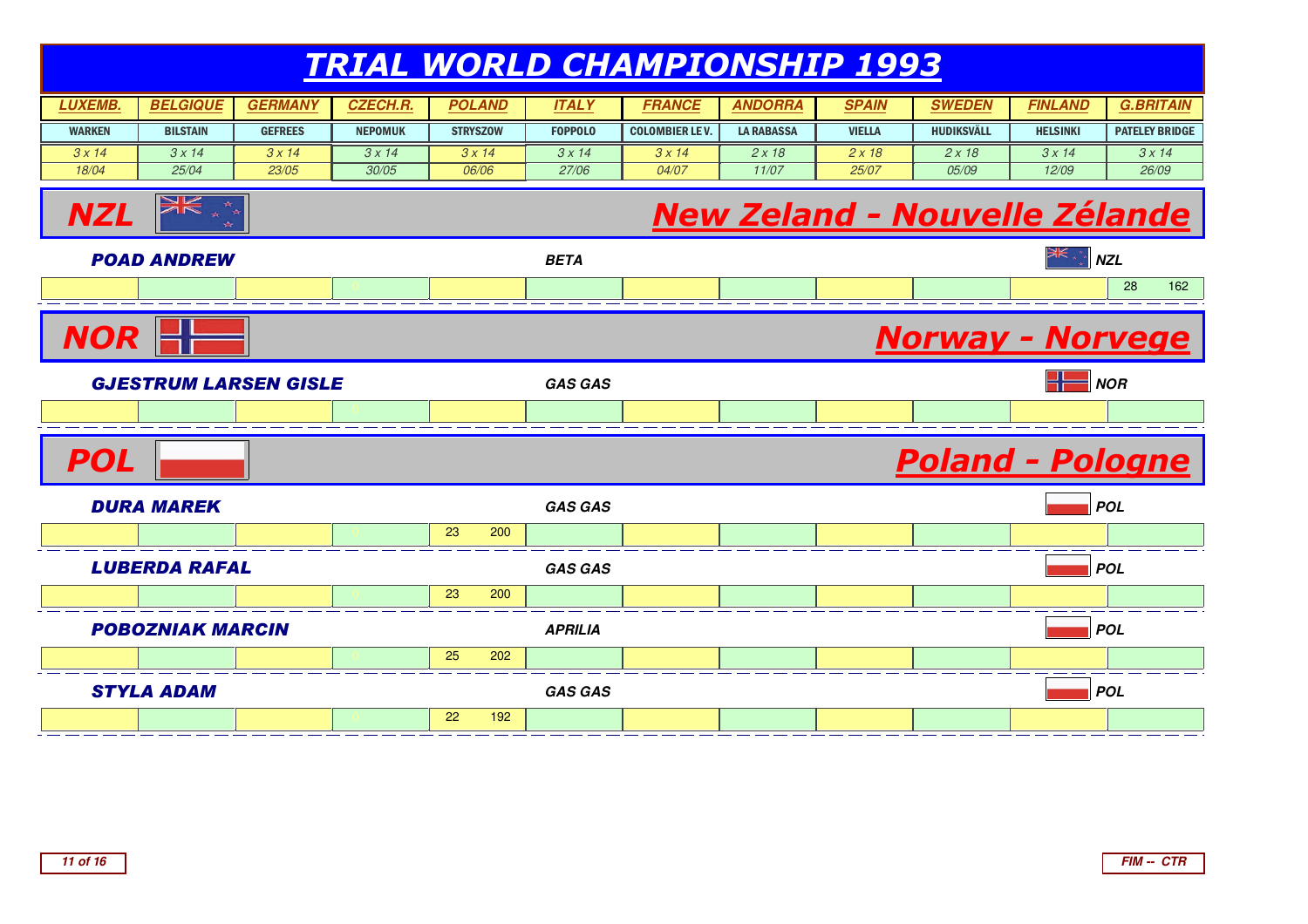# TRIAL WORLD CHAMPIONSHIP 1993

| LUXEMB. | BELGIQUE | GERMANY | CZECH.R. | POLAND | ITALY | FRANCE | ANDORRA | SPAIN | SWEDEN | FINLAND | G.BRITAIN |
|---|---|---|---|---|---|---|---|---|---|---|---|
| WARKEN | BILSTAIN | GEFREES | NEPOMUK | STRYSZOW | FOPPOLO | COLOMBIER LE V. | LA RABASSA | VIELLA | HUDIKSVÄLL | HELSINKI | PATELEY BRIDGE |
| 3 x 14 | 3 x 14 | 3 x 14 | 3 x 14 | 3 x 14 | 3 x 14 | 3 x 14 | 2 x 18 | 2 x 18 | 2 x 18 | 3 x 14 | 3 x 14 |
| 18/04 | 25/04 | 23/05 | 30/05 | 06/06 | 27/06 | 04/07 | 11/07 | 25/07 | 05/09 | 12/09 | 26/09 |

## NZL — New Zeland - Nouvelle Zélande

**POAD ANDREW** — BETA — NZL

| LUXEMB. | BELGIQUE | GERMANY | CZECH.R. | POLAND | ITALY | FRANCE | ANDORRA | SPAIN | SWEDEN | FINLAND | G.BRITAIN |
|---|---|---|---|---|---|---|---|---|---|---|---|
| | | | 0 | | | | | | | | 28 162 |

## NOR — Norway - Norvege

**GJESTRUM LARSEN GISLE** — GAS GAS — NOR

| LUXEMB. | BELGIQUE | GERMANY | CZECH.R. | POLAND | ITALY | FRANCE | ANDORRA | SPAIN | SWEDEN | FINLAND | G.BRITAIN |
|---|---|---|---|---|---|---|---|---|---|---|---|
| | | | 0 | | | | | | | | |

## POL — Poland - Pologne

**DURA MAREK** — GAS GAS — POL

| LUXEMB. | BELGIQUE | GERMANY | CZECH.R. | POLAND | ITALY | FRANCE | ANDORRA | SPAIN | SWEDEN | FINLAND | G.BRITAIN |
|---|---|---|---|---|---|---|---|---|---|---|---|
| | | | 0 | 23 200 | | | | | | | |

**LUBERDA RAFAL** — GAS GAS — POL

| LUXEMB. | BELGIQUE | GERMANY | CZECH.R. | POLAND | ITALY | FRANCE | ANDORRA | SPAIN | SWEDEN | FINLAND | G.BRITAIN |
|---|---|---|---|---|---|---|---|---|---|---|---|
| | | | 0 | 23 200 | | | | | | | |

**POBOZNIAK MARCIN** — APRILIA — POL

| LUXEMB. | BELGIQUE | GERMANY | CZECH.R. | POLAND | ITALY | FRANCE | ANDORRA | SPAIN | SWEDEN | FINLAND | G.BRITAIN |
|---|---|---|---|---|---|---|---|---|---|---|---|
| | | | 0 | 25 202 | | | | | | | |

**STYLA ADAM** — GAS GAS — POL

| LUXEMB. | BELGIQUE | GERMANY | CZECH.R. | POLAND | ITALY | FRANCE | ANDORRA | SPAIN | SWEDEN | FINLAND | G.BRITAIN |
|---|---|---|---|---|---|---|---|---|---|---|---|
| | | | 0 | 22 192 | | | | | | | |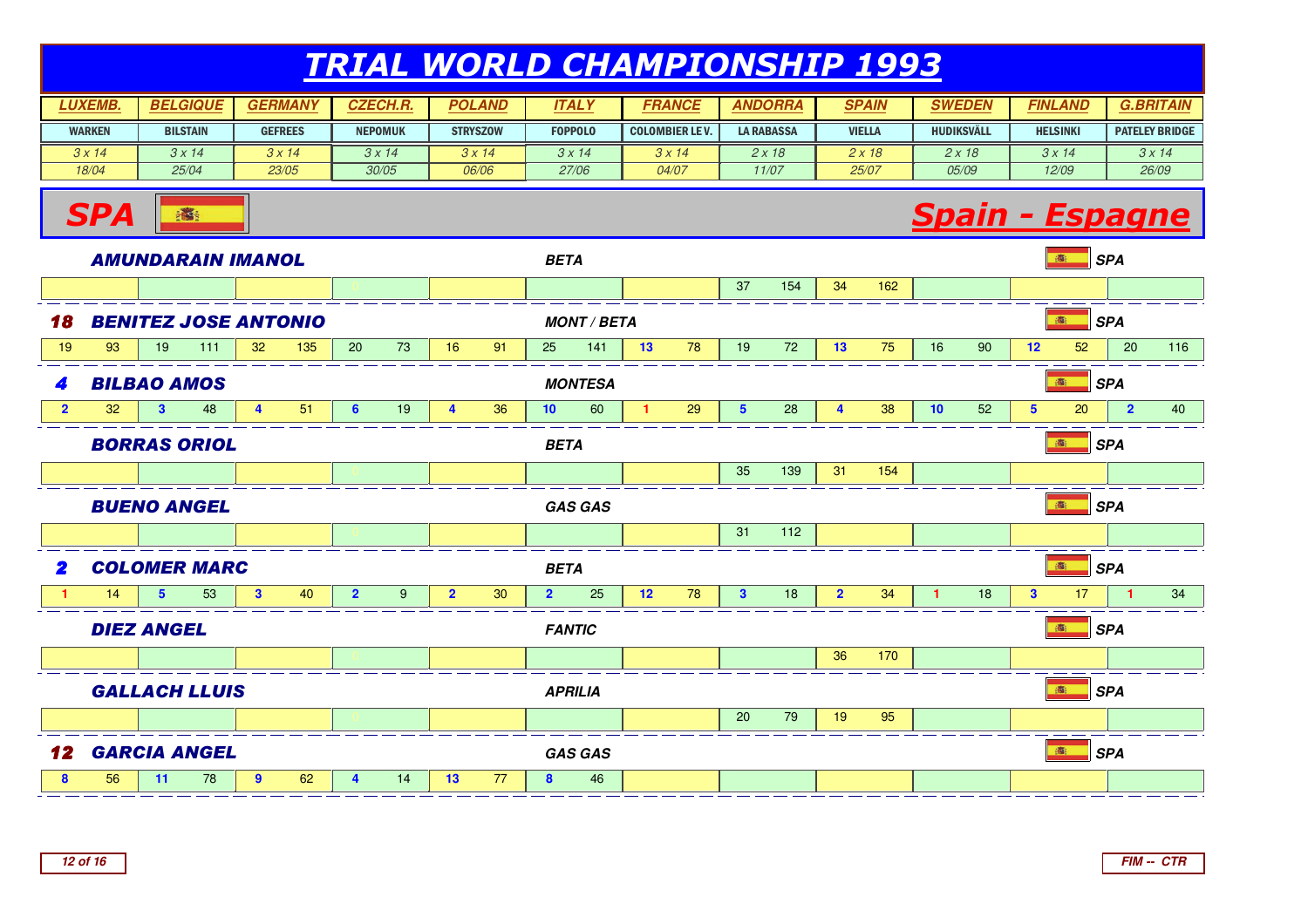# TRIAL WORLD CHAMPIONSHIP 1993

| LUXEMB. | BELGIQUE | GERMANY | CZECH.R. | POLAND | ITALY | FRANCE | ANDORRA | SPAIN | SWEDEN | FINLAND | G.BRITAIN |
|---|---|---|---|---|---|---|---|---|---|---|---|
| WARKEN | BILSTAIN | GEFREES | NEPOMUK | STRYSZOW | FOPPOLO | COLOMBIER LE V. | LA RABASSA | VIELLA | HUDIKSVÄLL | HELSINKI | PATELEY BRIDGE |
| 3 x 14 | 3 x 14 | 3 x 14 | 3 x 14 | 3 x 14 | 3 x 14 | 3 x 14 | 2 x 18 | 2 x 18 | 2 x 18 | 3 x 14 | 3 x 14 |
| 18/04 | 25/04 | 23/05 | 30/05 | 06/06 | 27/06 | 04/07 | 11/07 | 25/07 | 05/09 | 12/09 | 26/09 |

## SPA — Spain - Espagne

| Rank | Rider | Make | Nat. | LUXEMB. | | BELGIQUE | | GERMANY | | CZECH.R. | | POLAND | | ITALY | | FRANCE | | ANDORRA | | SPAIN | | SWEDEN | | FINLAND | | G.BRITAIN | |
|---|---|---|---|---|---|---|---|---|---|---|---|---|---|---|---|---|---|---|---|---|---|---|---|---|---|---|---|
| | AMUNDARAIN IMANOL | BETA | SPA | | | | | | | | | | | | | | | 37 | 154 | 34 | 162 | | | | | | |
| 18 | BENITEZ JOSE ANTONIO | MONT / BETA | SPA | 19 | 93 | 19 | 111 | 32 | 135 | 20 | 73 | 16 | 91 | 25 | 141 | 13 | 78 | 19 | 72 | 13 | 75 | 16 | 90 | 12 | 52 | 20 | 116 |
| 4 | BILBAO AMOS | MONTESA | SPA | 2 | 32 | 3 | 48 | 4 | 51 | 6 | 19 | 4 | 36 | 10 | 60 | 1 | 29 | 5 | 28 | 4 | 38 | 10 | 52 | 5 | 20 | 2 | 40 |
| | BORRAS ORIOL | BETA | SPA | | | | | | | | | | | | | | | 35 | 139 | 31 | 154 | | | | | | |
| | BUENO ANGEL | GAS GAS | SPA | | | | | | | | | | | | | | | 31 | 112 | | | | | | | | |
| 2 | COLOMER MARC | BETA | SPA | 1 | 14 | 5 | 53 | 3 | 40 | 2 | 9 | 2 | 30 | 2 | 25 | 12 | 78 | 3 | 18 | 2 | 34 | 1 | 18 | 3 | 17 | 1 | 34 |
| | DIEZ ANGEL | FANTIC | SPA | | | | | | | | | | | | | | | | | 36 | 170 | | | | | | |
| | GALLACH LLUIS | APRILIA | SPA | | | | | | | | | | | | | | | 20 | 79 | 19 | 95 | | | | | | |
| 12 | GARCIA ANGEL | GAS GAS | SPA | 8 | 56 | 11 | 78 | 9 | 62 | 4 | 14 | 13 | 77 | 8 | 46 | | | | | | | | | | | | |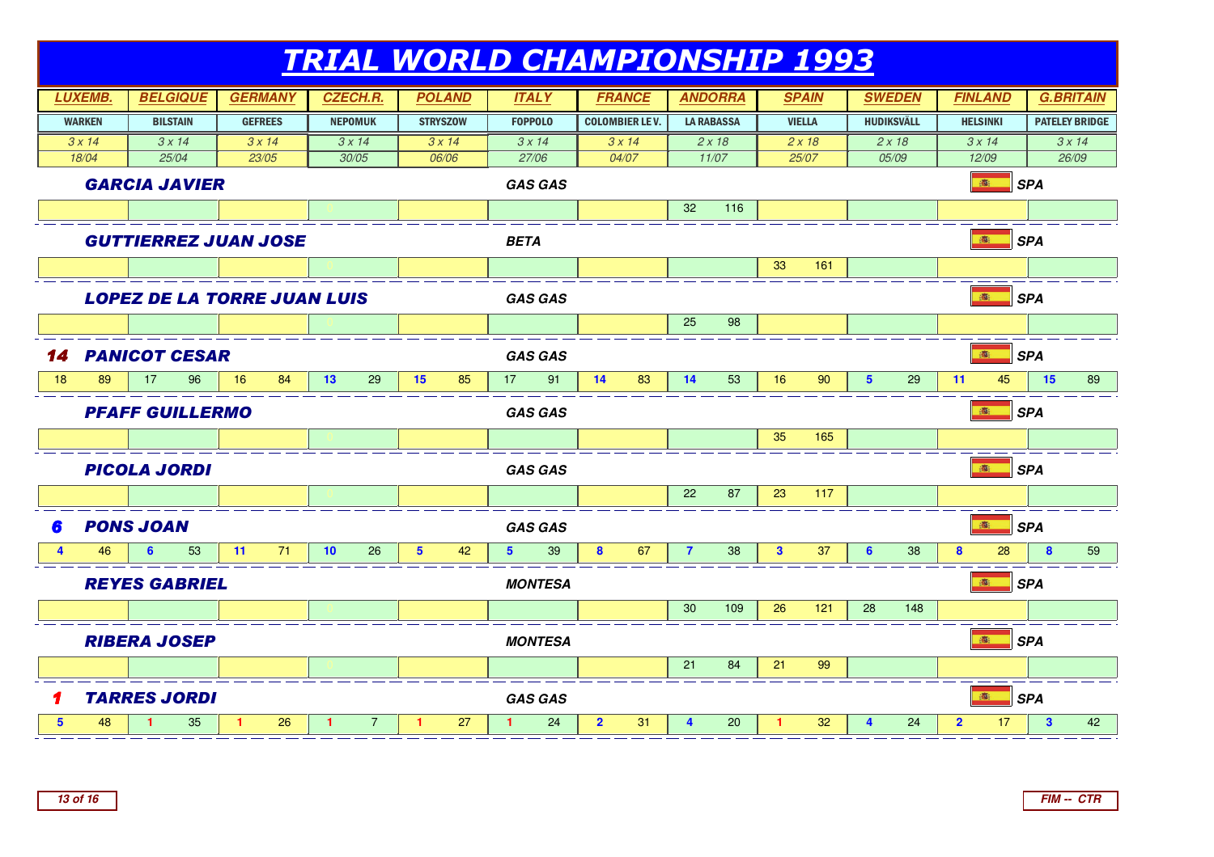# TRIAL WORLD CHAMPIONSHIP 1993

| Rider | Pos. | Make | Nat. | LUXEMB. WARKEN 3 x 14 18/04 | | BELGIQUE BILSTAIN 3 x 14 25/04 | | GERMANY GEFREES 3 x 14 23/05 | | CZECH.R. NEPOMUK 3 x 14 30/05 | | POLAND STRYSZOW 3 x 14 06/06 | | ITALY FOPPOLO 3 x 14 27/06 | | FRANCE COLOMBIER LE V. 3 x 14 04/07 | | ANDORRA LA RABASSA 2 x 18 11/07 | | SPAIN VIELLA 2 x 18 25/07 | | SWEDEN HUDIKSVÄLL 2 x 18 05/09 | | FINLAND HELSINKI 3 x 14 12/09 | | G.BRITAIN PATELEY BRIDGE 3 x 14 26/09 | |
|---|---|---|---|---|---|---|---|---|---|---|---|---|---|---|---|---|---|---|---|---|---|---|---|---|---|---|---|
| GARCIA JAVIER | | GAS GAS | SPA | | | | | | | 0 | | | | | | | | 32 | 116 | | | | | | | | |
| GUTTIERREZ JUAN JOSE | | BETA | SPA | | | | | | | 0 | | | | | | | | | | 33 | 161 | | | | | | |
| LOPEZ DE LA TORRE JUAN LUIS | | GAS GAS | SPA | | | | | | | 0 | | | | | | | | 25 | 98 | | | | | | | | |
| PANICOT CESAR | 14 | GAS GAS | SPA | 18 | 89 | 17 | 96 | 16 | 84 | 13 | 29 | 15 | 85 | 17 | 91 | 14 | 83 | 14 | 53 | 16 | 90 | 5 | 29 | 11 | 45 | 15 | 89 |
| PFAFF GUILLERMO | | GAS GAS | SPA | | | | | | | 0 | | | | | | | | | | 35 | 165 | | | | | | |
| PICOLA JORDI | | GAS GAS | SPA | | | | | | | 0 | | | | | | | | 22 | 87 | 23 | 117 | | | | | | |
| PONS JOAN | 6 | GAS GAS | SPA | 4 | 46 | 6 | 53 | 11 | 71 | 10 | 26 | 5 | 42 | 5 | 39 | 8 | 67 | 7 | 38 | 3 | 37 | 6 | 38 | 8 | 28 | 8 | 59 |
| REYES GABRIEL | | MONTESA | SPA | | | | | | | 0 | | | | | | | | 30 | 109 | 26 | 121 | 28 | 148 | | | | |
| RIBERA JOSEP | | MONTESA | SPA | | | | | | | 0 | | | | | | | | 21 | 84 | 21 | 99 | | | | | | |
| TARRES JORDI | 1 | GAS GAS | SPA | 5 | 48 | 1 | 35 | 1 | 26 | 1 | 7 | 1 | 27 | 1 | 24 | 2 | 31 | 4 | 20 | 1 | 32 | 4 | 24 | 2 | 17 | 3 | 42 |

FIM -- CTR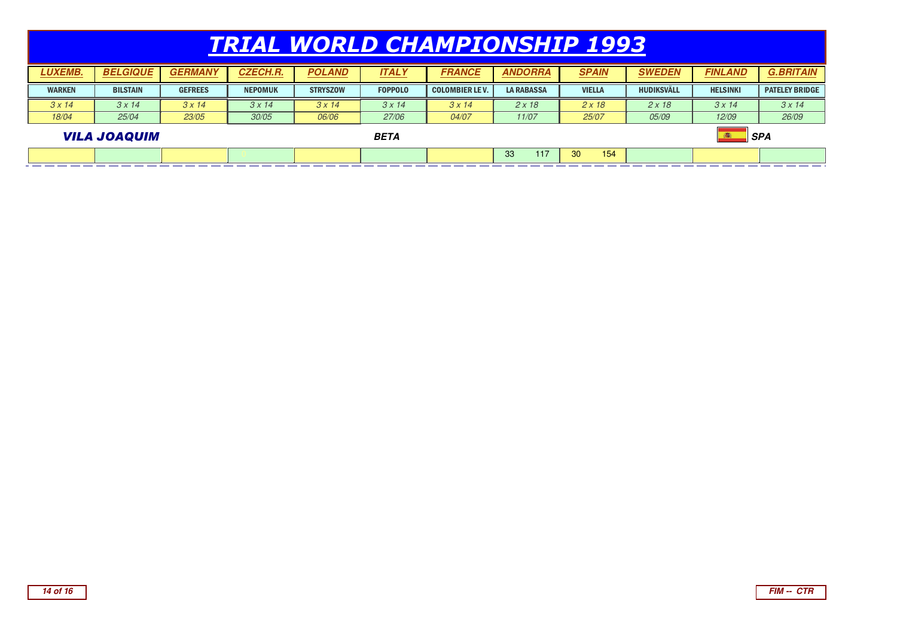# TRIAL WORLD CHAMPIONSHIP 1993

| LUXEMB. | BELGIQUE | GERMANY | CZECH.R. | POLAND | ITALY | FRANCE | ANDORRA | SPAIN | SWEDEN | FINLAND | G.BRITAIN |
|---|---|---|---|---|---|---|---|---|---|---|---|
| WARKEN | BILSTAIN | GEFREES | NEPOMUK | STRYSZOW | FOPPOLO | COLOMBIER LE V. | LA RABASSA | VIELLA | HUDIKSVÄLL | HELSINKI | PATELEY BRIDGE |
| 3 x 14 | 3 x 14 | 3 x 14 | 3 x 14 | 3 x 14 | 3 x 14 | 3 x 14 | 2 x 18 | 2 x 18 | 2 x 18 | 3 x 14 | 3 x 14 |
| 18/04 | 25/04 | 23/05 | 30/05 | 06/06 | 27/06 | 04/07 | 11/07 | 25/07 | 05/09 | 12/09 | 26/09 |

**VILA JOAQUIM** — **BETA** — **SPA**

| LUXEMB. | BELGIQUE | GERMANY | CZECH.R. | POLAND | ITALY | FRANCE | ANDORRA | SPAIN | SWEDEN | FINLAND | G.BRITAIN |
|---|---|---|---|---|---|---|---|---|---|---|---|
| | | | 0 | | | | 33 117 | 30 154 | | | |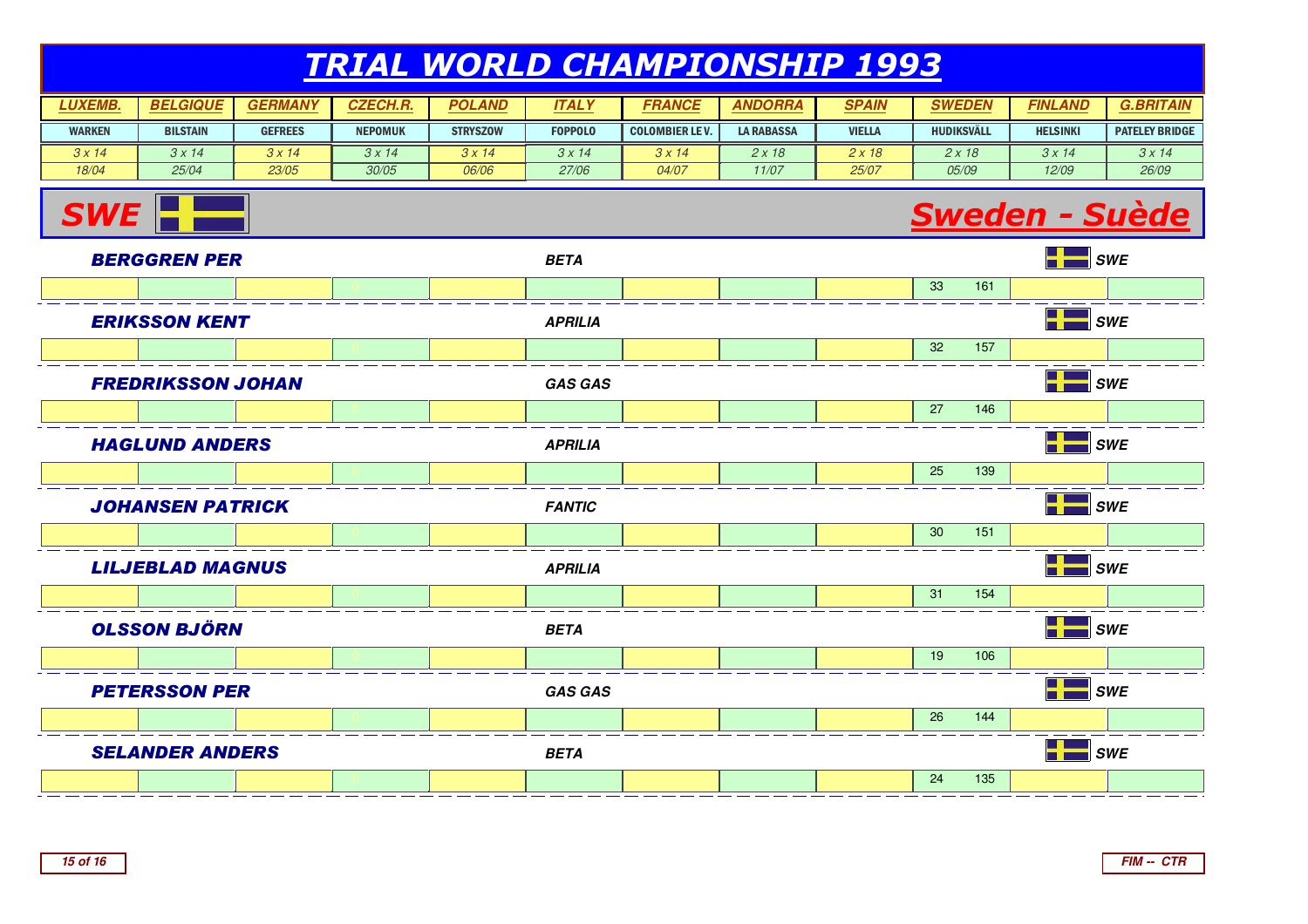# TRIAL WORLD CHAMPIONSHIP 1993

| LUXEMB. | BELGIQUE | GERMANY | CZECH.R. | POLAND | ITALY | FRANCE | ANDORRA | SPAIN | SWEDEN | FINLAND | G.BRITAIN |
|---|---|---|---|---|---|---|---|---|---|---|---|
| WARKEN | BILSTAIN | GEFREES | NEPOMUK | STRYSZOW | FOPPOLO | COLOMBIER LE V. | LA RABASSA | VIELLA | HUDIKSVÄLL | HELSINKI | PATELEY BRIDGE |
| 3 x 14 | 3 x 14 | 3 x 14 | 3 x 14 | 3 x 14 | 3 x 14 | 3 x 14 | 2 x 18 | 2 x 18 | 2 x 18 | 3 x 14 | 3 x 14 |
| 18/04 | 25/04 | 23/05 | 30/05 | 06/06 | 27/06 | 04/07 | 11/07 | 25/07 | 05/09 | 12/09 | 26/09 |

## SWE — Sweden - Suède

| Rider | Machine | Nation | LUXEMB. | BELGIQUE | GERMANY | CZECH.R. | POLAND | ITALY | FRANCE | ANDORRA | SPAIN | SWEDEN | FINLAND | G.BRITAIN |
|---|---|---|---|---|---|---|---|---|---|---|---|---|---|---|
| BERGGREN PER | BETA | SWE | | | | 0 | | | | | | 33 161 | | |
| ERIKSSON KENT | APRILIA | SWE | | | | 0 | | | | | | 32 157 | | |
| FREDRIKSSON JOHAN | GAS GAS | SWE | | | | 0 | | | | | | 27 146 | | |
| HAGLUND ANDERS | APRILIA | SWE | | | | 0 | | | | | | 25 139 | | |
| JOHANSEN PATRICK | FANTIC | SWE | | | | 0 | | | | | | 30 151 | | |
| LILJEBLAD MAGNUS | APRILIA | SWE | | | | 0 | | | | | | 31 154 | | |
| OLSSON BJÖRN | BETA | SWE | | | | 0 | | | | | | 19 106 | | |
| PETERSSON PER | GAS GAS | SWE | | | | 0 | | | | | | 26 144 | | |
| SELANDER ANDERS | BETA | SWE | | | | 0 | | | | | | 24 135 | | |

FIM -- CTR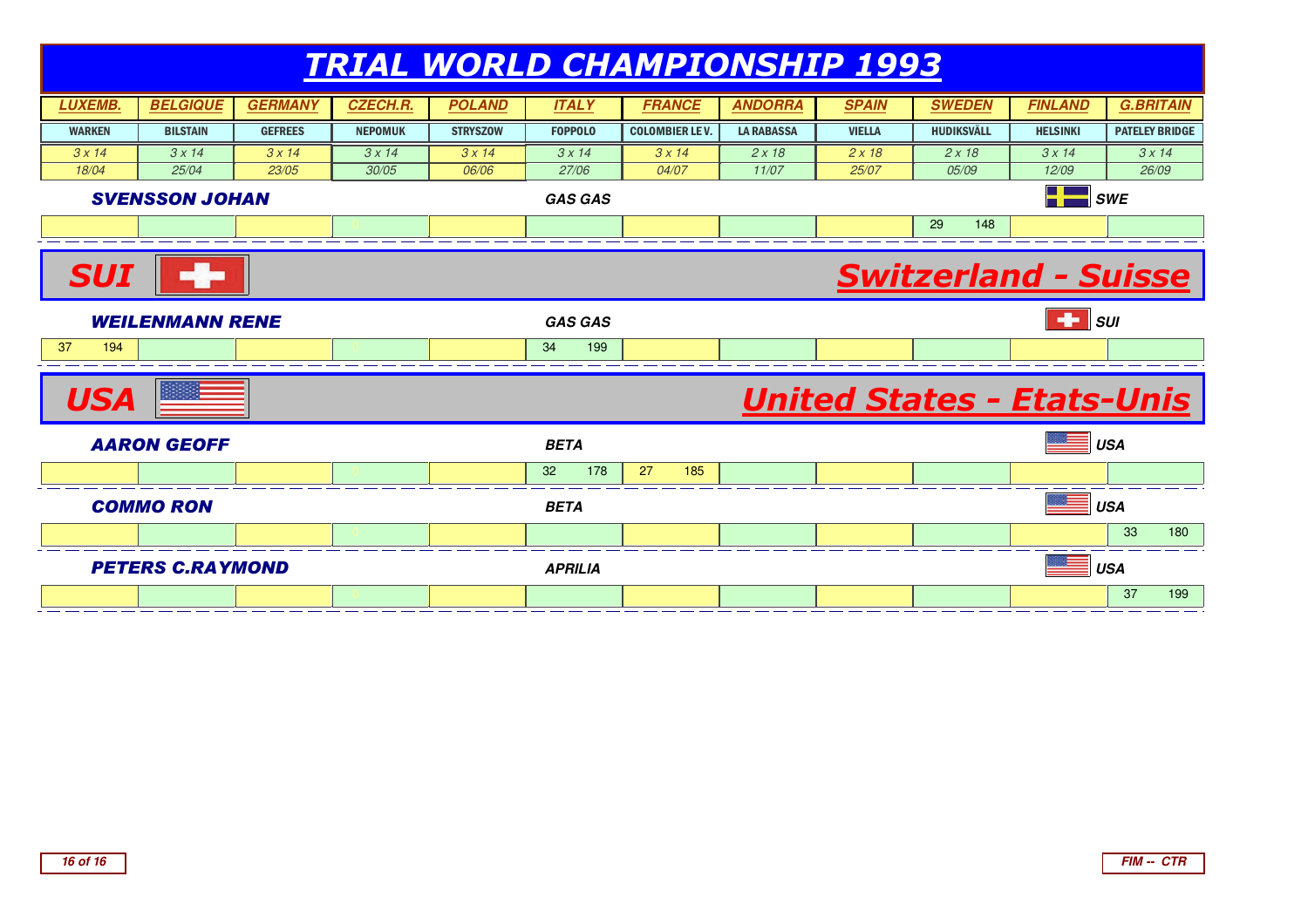# TRIAL WORLD CHAMPIONSHIP 1993

| LUXEMB. | BELGIQUE | GERMANY | CZECH.R. | POLAND | ITALY | FRANCE | ANDORRA | SPAIN | SWEDEN | FINLAND | G.BRITAIN |
|---|---|---|---|---|---|---|---|---|---|---|---|
| WARKEN | BILSTAIN | GEFREES | NEPOMUK | STRYSZOW | FOPPOLO | COLOMBIER LE V. | LA RABASSA | VIELLA | HUDIKSVÄLL | HELSINKI | PATELEY BRIDGE |
| 3 x 14 | 3 x 14 | 3 x 14 | 3 x 14 | 3 x 14 | 3 x 14 | 3 x 14 | 2 x 18 | 2 x 18 | 2 x 18 | 3 x 14 | 3 x 14 |
| 18/04 | 25/04 | 23/05 | 30/05 | 06/06 | 27/06 | 04/07 | 11/07 | 25/07 | 05/09 | 12/09 | 26/09 |

### SVENSSON JOHAN — GAS GAS — SWE

| LUXEMB. | BELGIQUE | GERMANY | CZECH.R. | POLAND | ITALY | FRANCE | ANDORRA | SPAIN | SWEDEN | FINLAND | G.BRITAIN |
|---|---|---|---|---|---|---|---|---|---|---|---|
| | | | 0 | | | | | | 29 148 | | |

## SUI — Switzerland - Suisse

### WEILENMANN RENE — GAS GAS — SUI

| LUXEMB. | BELGIQUE | GERMANY | CZECH.R. | POLAND | ITALY | FRANCE | ANDORRA | SPAIN | SWEDEN | FINLAND | G.BRITAIN |
|---|---|---|---|---|---|---|---|---|---|---|---|
| 37 194 | | | 0 | | 34 199 | | | | | | |

## USA — United States - Etats-Unis

### AARON GEOFF — BETA — USA

| LUXEMB. | BELGIQUE | GERMANY | CZECH.R. | POLAND | ITALY | FRANCE | ANDORRA | SPAIN | SWEDEN | FINLAND | G.BRITAIN |
|---|---|---|---|---|---|---|---|---|---|---|---|
| | | | 0 | | 32 178 | 27 185 | | | | | |

### COMMO RON — BETA — USA

| LUXEMB. | BELGIQUE | GERMANY | CZECH.R. | POLAND | ITALY | FRANCE | ANDORRA | SPAIN | SWEDEN | FINLAND | G.BRITAIN |
|---|---|---|---|---|---|---|---|---|---|---|---|
| | | | 0 | | | | | | | | 33 180 |

### PETERS C.RAYMOND — APRILIA — USA

| LUXEMB. | BELGIQUE | GERMANY | CZECH.R. | POLAND | ITALY | FRANCE | ANDORRA | SPAIN | SWEDEN | FINLAND | G.BRITAIN |
|---|---|---|---|---|---|---|---|---|---|---|---|
| | | | 0 | | | | | | | | 37 199 |